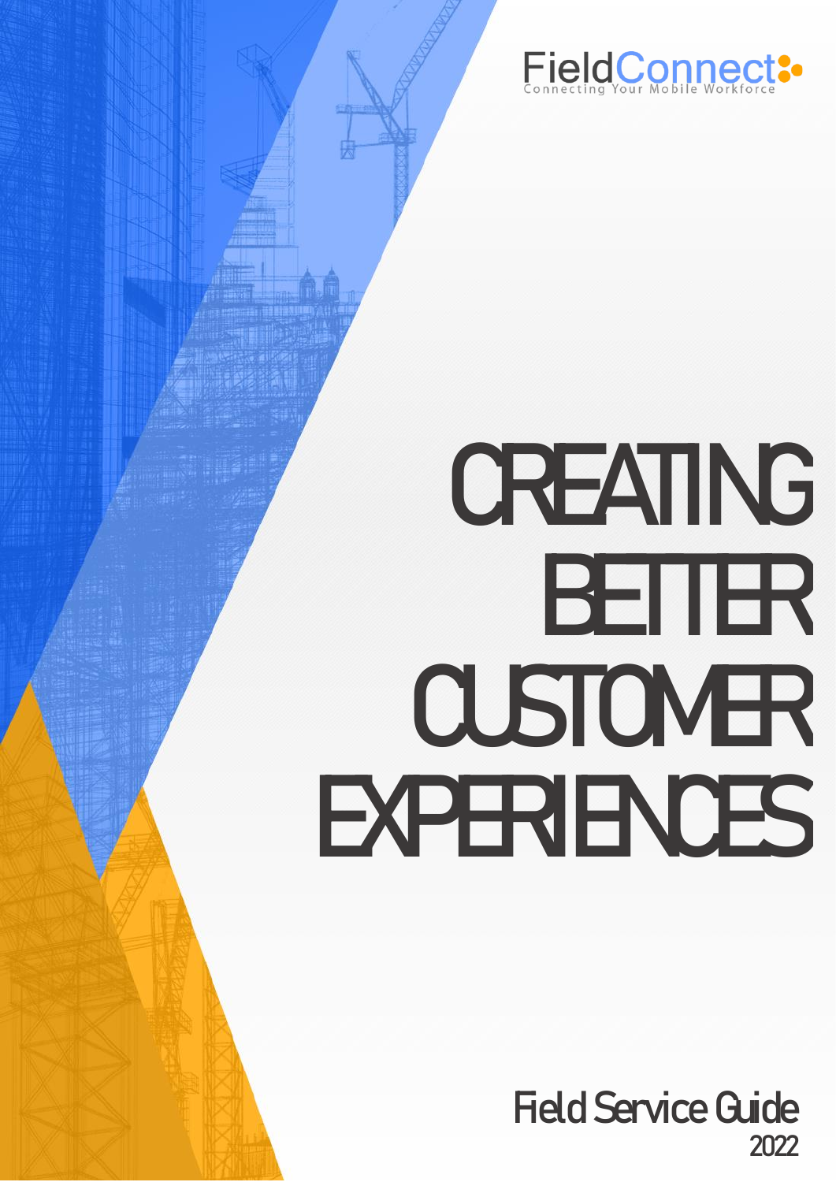FieldConnect

Connecting Your Mobile Workforce

# CREATING BETTER CUSTOMER EXPERIENCES

## Field Service Guide

2022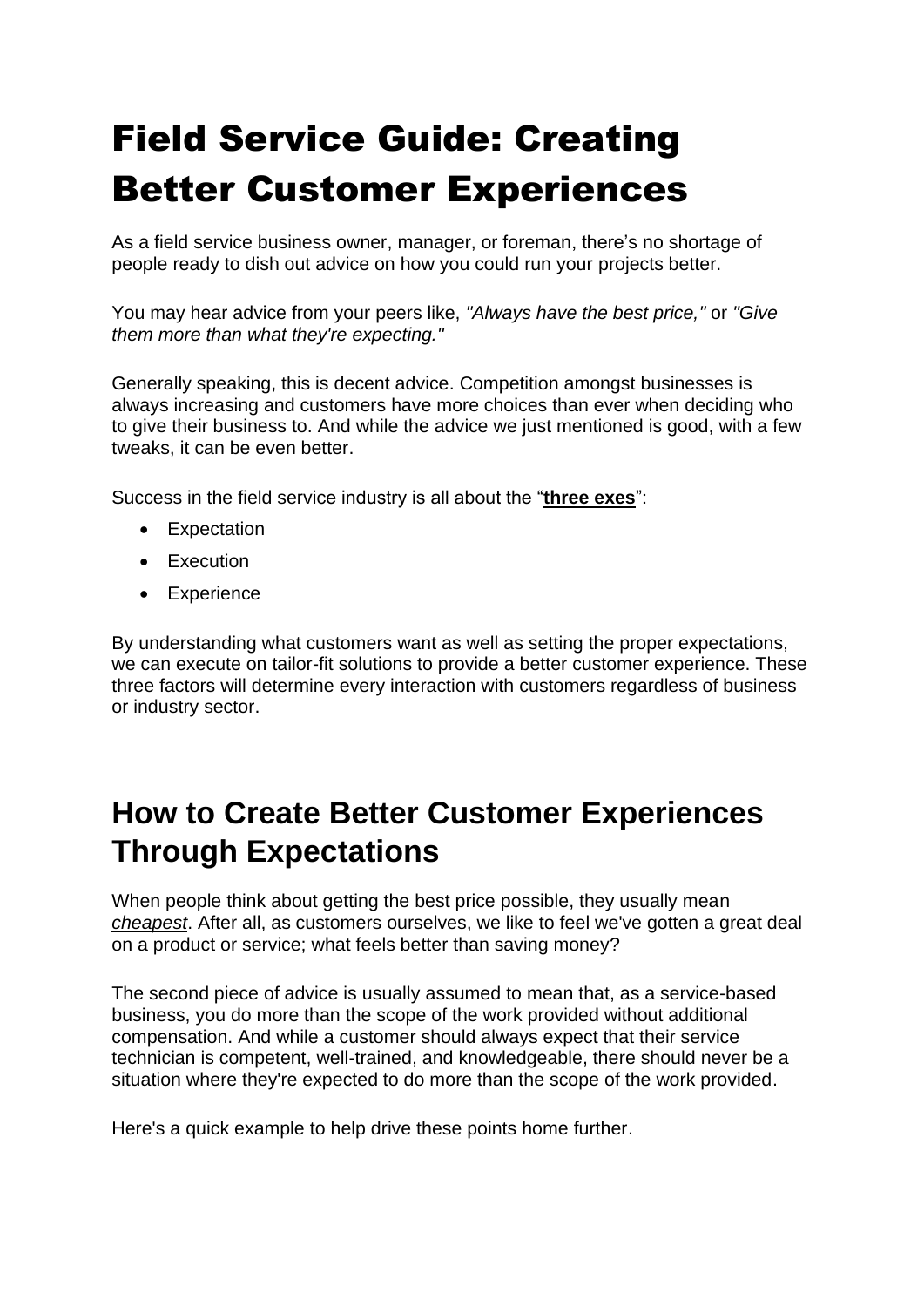# Field Service Guide: Creating Better Customer Experiences

As a field service business owner, manager, or foreman, there's no shortage of people ready to dish out advice on how you could run your projects better.

You may hear advice from your peers like, *"Always have the best price,"* or *"Give them more than what they're expecting."*

Generally speaking, this is decent advice. Competition amongst businesses is always increasing and customers have more choices than ever when deciding who to give their business to. And while the advice we just mentioned is good, with a few tweaks, it can be even better.

Success in the field service industry is all about the "**three exes**":

- Expectation
- Execution
- Experience

By understanding what customers want as well as setting the proper expectations, we can execute on tailor-fit solutions to provide a better customer experience. These three factors will determine every interaction with customers regardless of business or industry sector.

## How to Create Better Customer Experiences Through Expectations

When people think about getting the best price possible, they usually mean *cheapest*. After all, as customers ourselves, we like to feel we've gotten a great deal on a product or service; what feels better than saving money?

The second piece of advice is usually assumed to mean that, as a service-based business, you do more than the scope of the work provided without additional compensation. And while a customer should always expect that their service technician is competent, well-trained, and knowledgeable, there should never be a situation where they're expected to do more than the scope of the work provided.

Here's a quick example to help drive these points home further.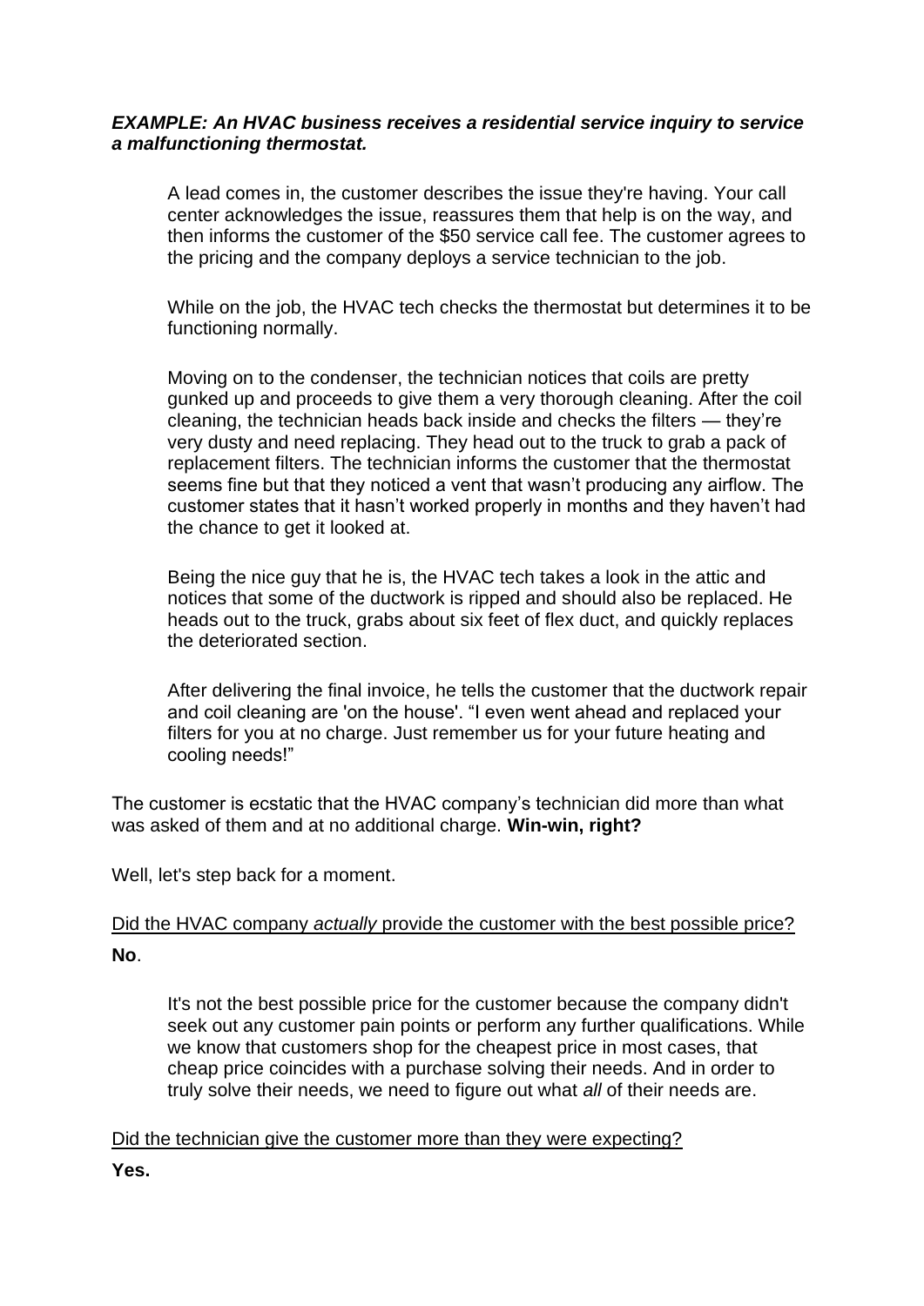***EXAMPLE: An HVAC business receives a residential service inquiry to service a malfunctioning thermostat.***

> A lead comes in, the customer describes the issue they're having. Your call center acknowledges the issue, reassures them that help is on the way, and then informs the customer of the $50 service call fee. The customer agrees to the pricing and the company deploys a service technician to the job.
>
> While on the job, the HVAC tech checks the thermostat but determines it to be functioning normally.
>
> Moving on to the condenser, the technician notices that coils are pretty gunked up and proceeds to give them a very thorough cleaning. After the coil cleaning, the technician heads back inside and checks the filters — they're very dusty and need replacing. They head out to the truck to grab a pack of replacement filters. The technician informs the customer that the thermostat seems fine but that they noticed a vent that wasn't producing any airflow. The customer states that it hasn't worked properly in months and they haven't had the chance to get it looked at.
>
> Being the nice guy that he is, the HVAC tech takes a look in the attic and notices that some of the ductwork is ripped and should also be replaced. He heads out to the truck, grabs about six feet of flex duct, and quickly replaces the deteriorated section.
>
> After delivering the final invoice, he tells the customer that the ductwork repair and coil cleaning are 'on the house'. "I even went ahead and replaced your filters for you at no charge. Just remember us for your future heating and cooling needs!"

The customer is ecstatic that the HVAC company's technician did more than what was asked of them and at no additional charge. **Win-win, right?**

Well, let's step back for a moment.

<u>Did the HVAC company *actually* provide the customer with the best possible price?</u>

**No**.

> It's not the best possible price for the customer because the company didn't seek out any customer pain points or perform any further qualifications. While we know that customers shop for the cheapest price in most cases, that cheap price coincides with a purchase solving their needs. And in order to truly solve their needs, we need to figure out what *all* of their needs are.

<u>Did the technician give the customer more than they were expecting?</u>

**Yes.**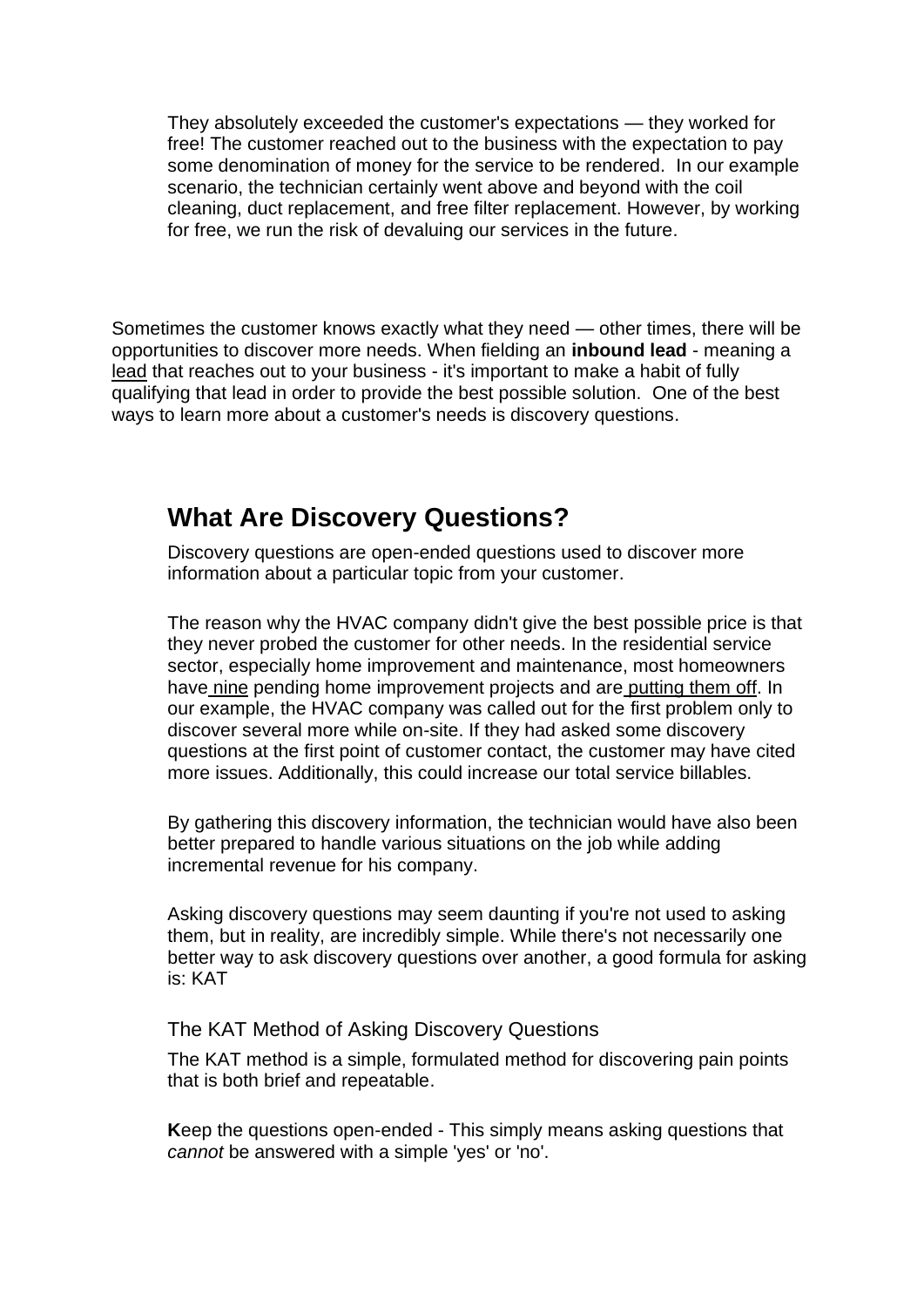They absolutely exceeded the customer's expectations — they worked for free! The customer reached out to the business with the expectation to pay some denomination of money for the service to be rendered. In our example scenario, the technician certainly went above and beyond with the coil cleaning, duct replacement, and free filter replacement. However, by working for free, we run the risk of devaluing our services in the future.

Sometimes the customer knows exactly what they need — other times, there will be opportunities to discover more needs. When fielding an **inbound lead** - meaning a lead that reaches out to your business - it's important to make a habit of fully qualifying that lead in order to provide the best possible solution. One of the best ways to learn more about a customer's needs is discovery questions.

## What Are Discovery Questions?

Discovery questions are open-ended questions used to discover more information about a particular topic from your customer.

The reason why the HVAC company didn't give the best possible price is that they never probed the customer for other needs. In the residential service sector, especially home improvement and maintenance, most homeowners have nine pending home improvement projects and are putting them off. In our example, the HVAC company was called out for the first problem only to discover several more while on-site. If they had asked some discovery questions at the first point of customer contact, the customer may have cited more issues. Additionally, this could increase our total service billables.

By gathering this discovery information, the technician would have also been better prepared to handle various situations on the job while adding incremental revenue for his company.

Asking discovery questions may seem daunting if you're not used to asking them, but in reality, are incredibly simple. While there's not necessarily one better way to ask discovery questions over another, a good formula for asking is: KAT

### The KAT Method of Asking Discovery Questions

The KAT method is a simple, formulated method for discovering pain points that is both brief and repeatable.

**K**eep the questions open-ended - This simply means asking questions that *cannot* be answered with a simple 'yes' or 'no'.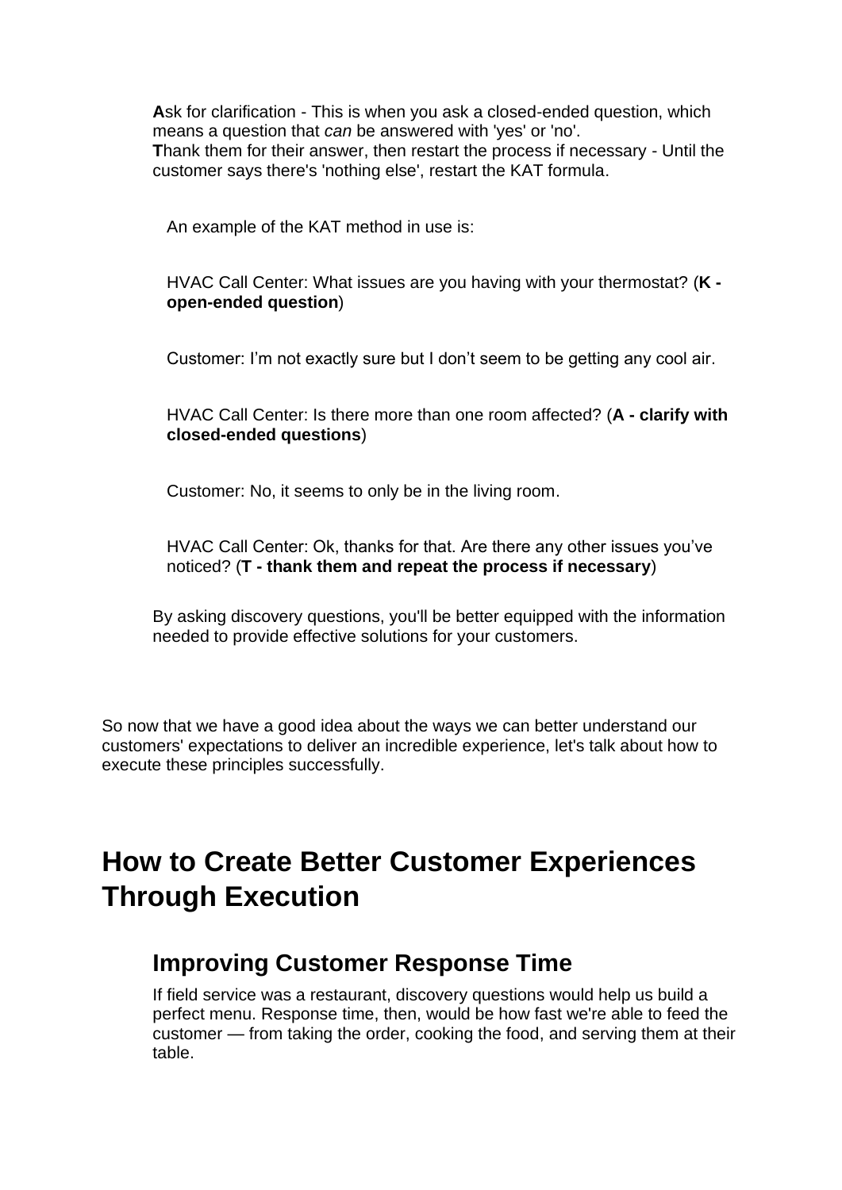**A**sk for clarification - This is when you ask a closed-ended question, which means a question that *can* be answered with 'yes' or 'no'.
**T**hank them for their answer, then restart the process if necessary - Until the customer says there's 'nothing else', restart the KAT formula.

An example of the KAT method in use is:

HVAC Call Center: What issues are you having with your thermostat? (**K - open-ended question**)

Customer: I'm not exactly sure but I don't seem to be getting any cool air.

HVAC Call Center: Is there more than one room affected? (**A - clarify with closed-ended questions**)

Customer: No, it seems to only be in the living room.

HVAC Call Center: Ok, thanks for that. Are there any other issues you've noticed? (**T - thank them and repeat the process if necessary**)

By asking discovery questions, you'll be better equipped with the information needed to provide effective solutions for your customers.

So now that we have a good idea about the ways we can better understand our customers' expectations to deliver an incredible experience, let's talk about how to execute these principles successfully.

# How to Create Better Customer Experiences Through Execution

## Improving Customer Response Time

If field service was a restaurant, discovery questions would help us build a perfect menu. Response time, then, would be how fast we're able to feed the customer — from taking the order, cooking the food, and serving them at their table.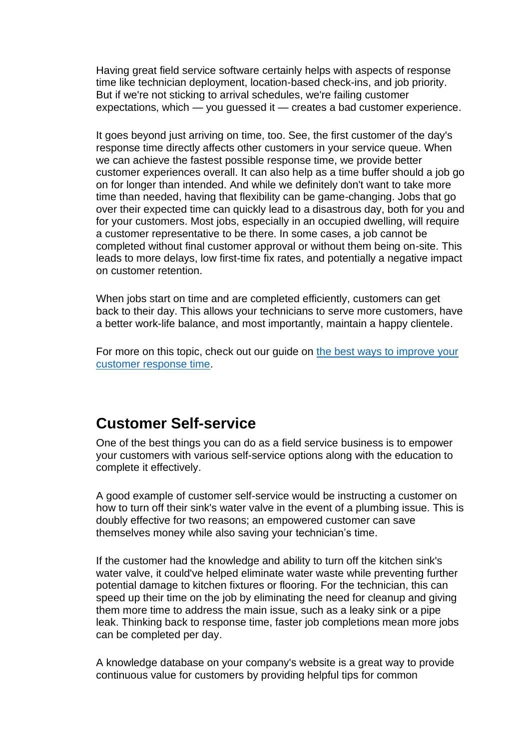Having great field service software certainly helps with aspects of response time like technician deployment, location-based check-ins, and job priority. But if we're not sticking to arrival schedules, we're failing customer expectations, which — you guessed it — creates a bad customer experience.

It goes beyond just arriving on time, too. See, the first customer of the day's response time directly affects other customers in your service queue. When we can achieve the fastest possible response time, we provide better customer experiences overall. It can also help as a time buffer should a job go on for longer than intended. And while we definitely don't want to take more time than needed, having that flexibility can be game-changing. Jobs that go over their expected time can quickly lead to a disastrous day, both for you and for your customers. Most jobs, especially in an occupied dwelling, will require a customer representative to be there. In some cases, a job cannot be completed without final customer approval or without them being on-site. This leads to more delays, low first-time fix rates, and potentially a negative impact on customer retention.

When jobs start on time and are completed efficiently, customers can get back to their day. This allows your technicians to serve more customers, have a better work-life balance, and most importantly, maintain a happy clientele.

For more on this topic, check out our guide on [the best ways to improve your customer response time](#).

## Customer Self-service

One of the best things you can do as a field service business is to empower your customers with various self-service options along with the education to complete it effectively.

A good example of customer self-service would be instructing a customer on how to turn off their sink's water valve in the event of a plumbing issue. This is doubly effective for two reasons; an empowered customer can save themselves money while also saving your technician's time.

If the customer had the knowledge and ability to turn off the kitchen sink's water valve, it could've helped eliminate water waste while preventing further potential damage to kitchen fixtures or flooring. For the technician, this can speed up their time on the job by eliminating the need for cleanup and giving them more time to address the main issue, such as a leaky sink or a pipe leak. Thinking back to response time, faster job completions mean more jobs can be completed per day.

A knowledge database on your company's website is a great way to provide continuous value for customers by providing helpful tips for common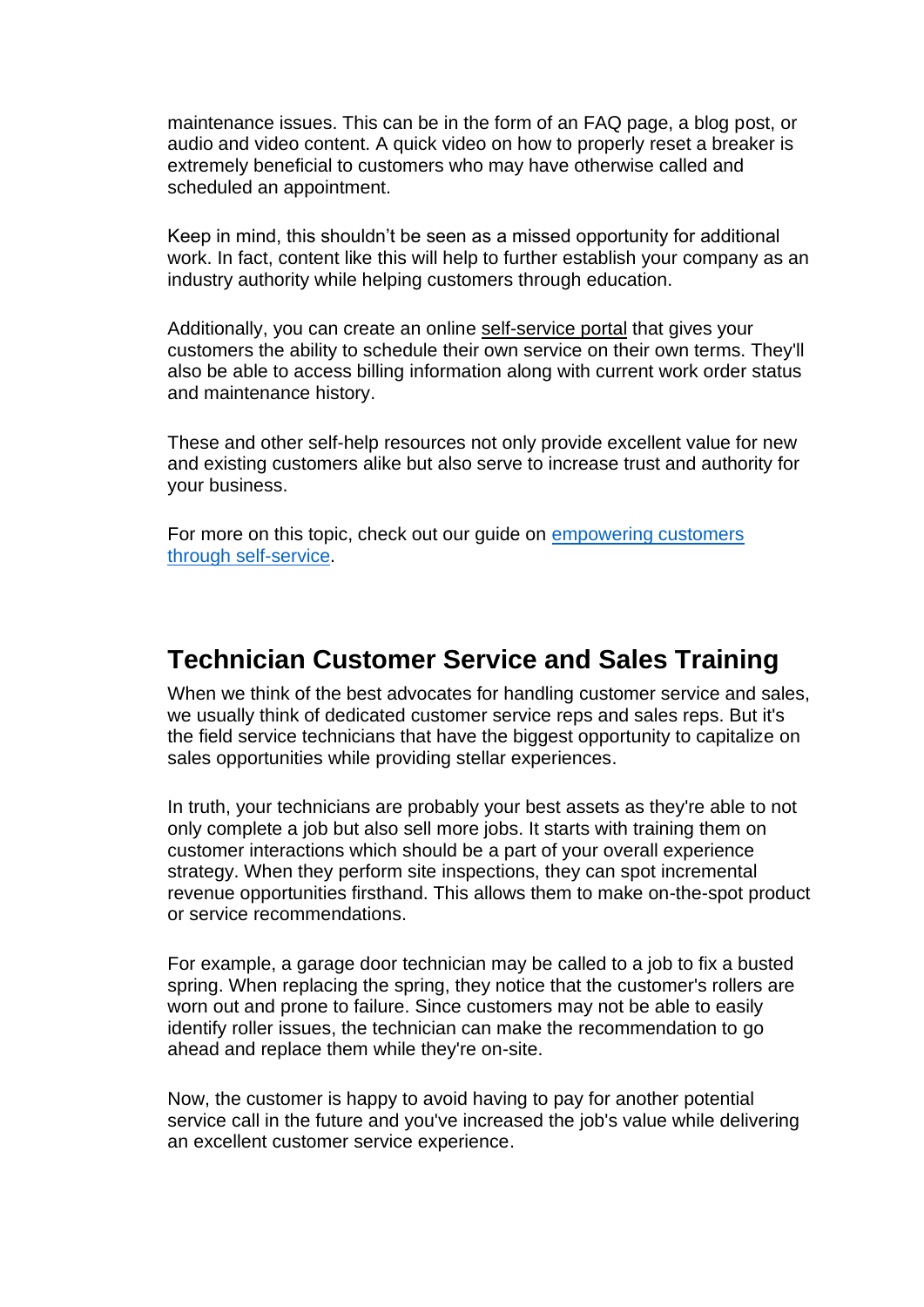maintenance issues. This can be in the form of an FAQ page, a blog post, or audio and video content. A quick video on how to properly reset a breaker is extremely beneficial to customers who may have otherwise called and scheduled an appointment.

Keep in mind, this shouldn't be seen as a missed opportunity for additional work. In fact, content like this will help to further establish your company as an industry authority while helping customers through education.

Additionally, you can create an online self-service portal that gives your customers the ability to schedule their own service on their own terms. They'll also be able to access billing information along with current work order status and maintenance history.

These and other self-help resources not only provide excellent value for new and existing customers alike but also serve to increase trust and authority for your business.

For more on this topic, check out our guide on empowering customers through self-service.

## Technician Customer Service and Sales Training

When we think of the best advocates for handling customer service and sales, we usually think of dedicated customer service reps and sales reps. But it's the field service technicians that have the biggest opportunity to capitalize on sales opportunities while providing stellar experiences.

In truth, your technicians are probably your best assets as they're able to not only complete a job but also sell more jobs. It starts with training them on customer interactions which should be a part of your overall experience strategy. When they perform site inspections, they can spot incremental revenue opportunities firsthand. This allows them to make on-the-spot product or service recommendations.

For example, a garage door technician may be called to a job to fix a busted spring. When replacing the spring, they notice that the customer's rollers are worn out and prone to failure. Since customers may not be able to easily identify roller issues, the technician can make the recommendation to go ahead and replace them while they're on-site.

Now, the customer is happy to avoid having to pay for another potential service call in the future and you've increased the job's value while delivering an excellent customer service experience.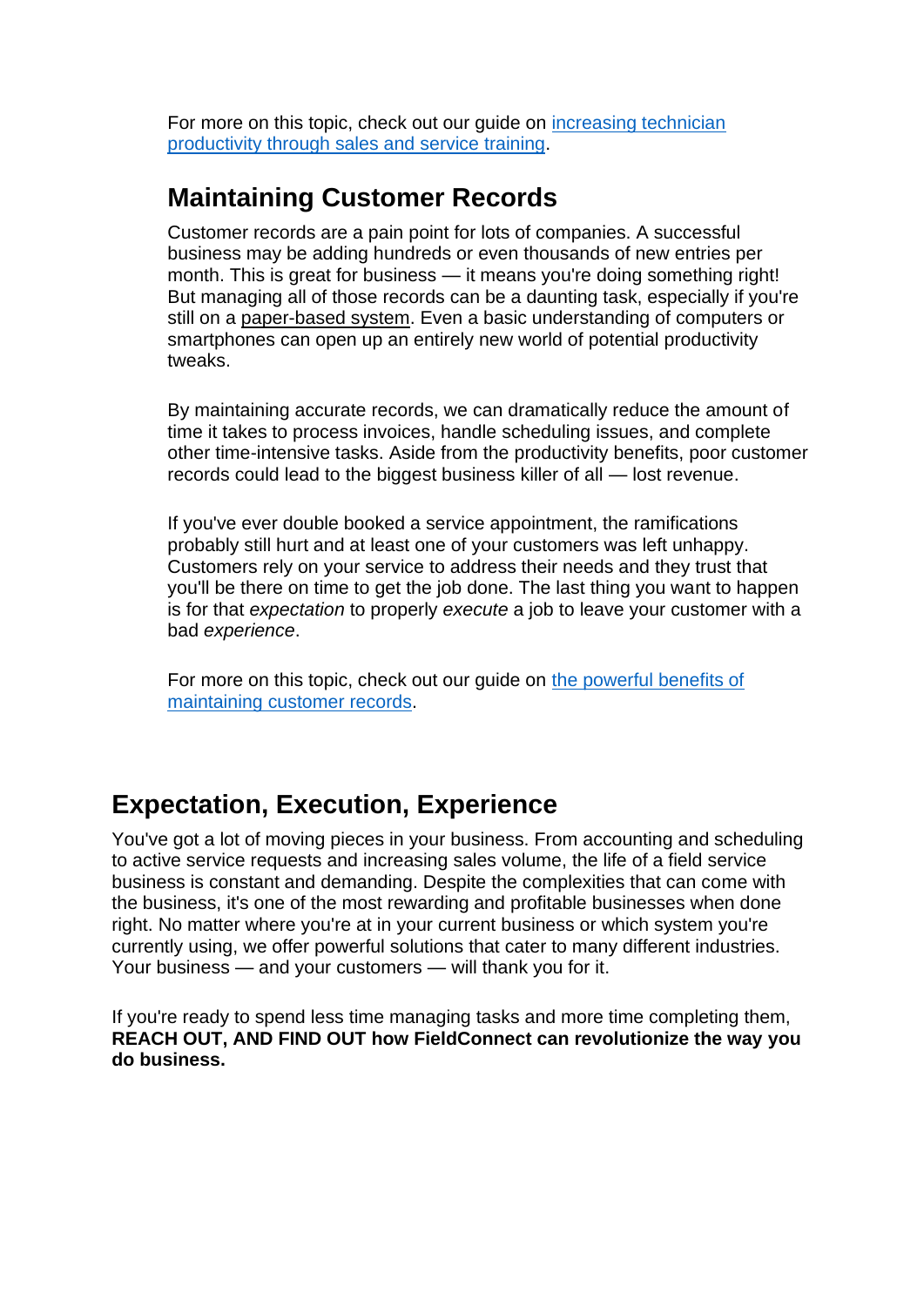For more on this topic, check out our guide on [increasing technician productivity through sales and service training](#).

### Maintaining Customer Records

Customer records are a pain point for lots of companies. A successful business may be adding hundreds or even thousands of new entries per month. This is great for business — it means you're doing something right! But managing all of those records can be a daunting task, especially if you're still on a paper-based system. Even a basic understanding of computers or smartphones can open up an entirely new world of potential productivity tweaks.

By maintaining accurate records, we can dramatically reduce the amount of time it takes to process invoices, handle scheduling issues, and complete other time-intensive tasks. Aside from the productivity benefits, poor customer records could lead to the biggest business killer of all — lost revenue.

If you've ever double booked a service appointment, the ramifications probably still hurt and at least one of your customers was left unhappy. Customers rely on your service to address their needs and they trust that you'll be there on time to get the job done. The last thing you want to happen is for that *expectation* to properly *execute* a job to leave your customer with a bad *experience*.

For more on this topic, check out our guide on [the powerful benefits of maintaining customer records](#).

## Expectation, Execution, Experience

You've got a lot of moving pieces in your business. From accounting and scheduling to active service requests and increasing sales volume, the life of a field service business is constant and demanding. Despite the complexities that can come with the business, it's one of the most rewarding and profitable businesses when done right. No matter where you're at in your current business or which system you're currently using, we offer powerful solutions that cater to many different industries. Your business — and your customers — will thank you for it.

If you're ready to spend less time managing tasks and more time completing them, **REACH OUT, AND FIND OUT how FieldConnect can revolutionize the way you do business.**